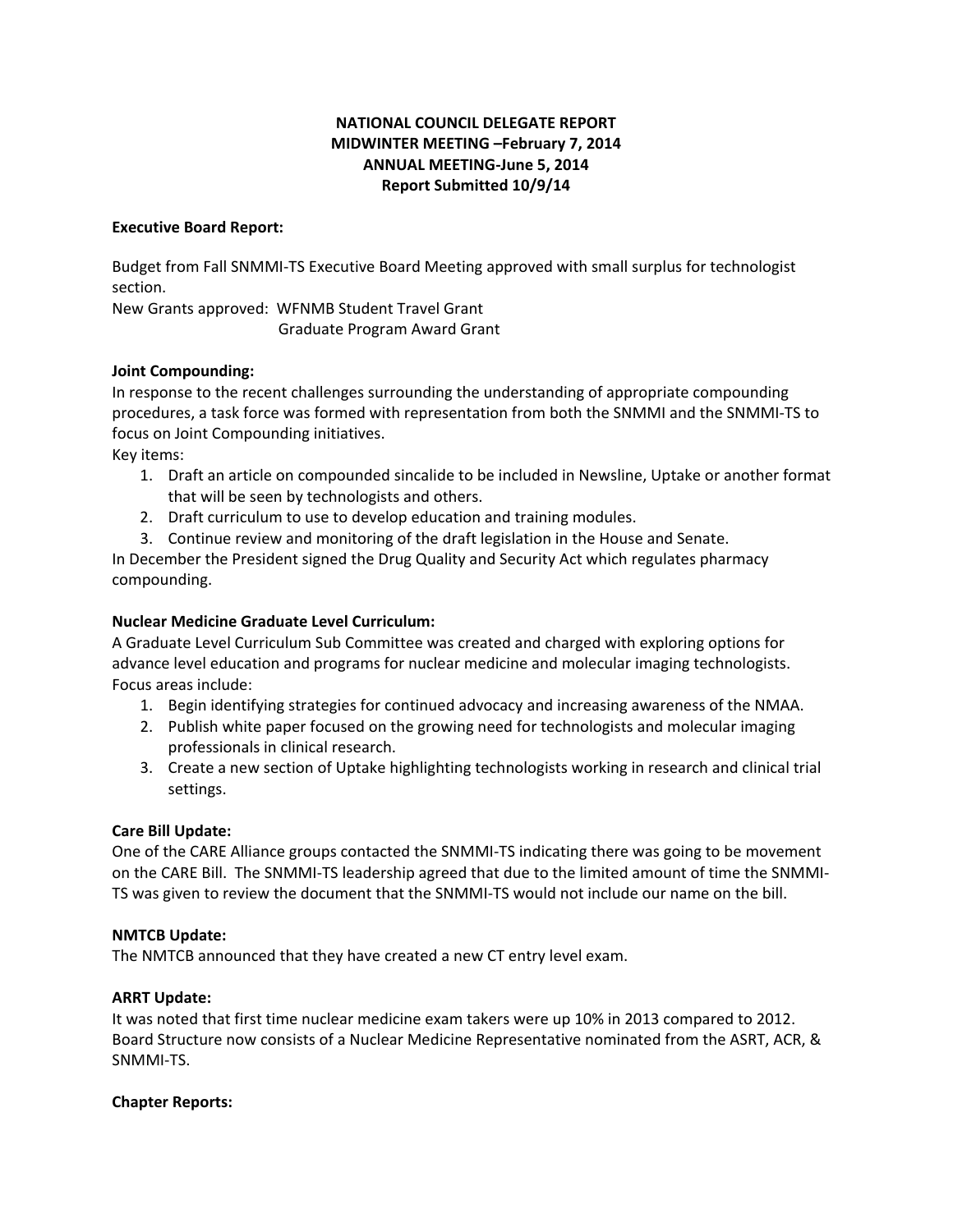# NATIONAL COUNCIL DELEGATE REPORT
## MIDWINTER MEETING –February 7, 2014
## ANNUAL MEETING-June 5, 2014
## Report Submitted 10/9/14

**Executive Board Report:**

Budget from Fall SNMMI-TS Executive Board Meeting approved with small surplus for technologist section.

New Grants approved: WFNMB Student Travel Grant
Graduate Program Award Grant

**Joint Compounding:**

In response to the recent challenges surrounding the understanding of appropriate compounding procedures, a task force was formed with representation from both the SNMMI and the SNMMI-TS to focus on Joint Compounding initiatives.

Key items:

1. Draft an article on compounded sincalide to be included in Newsline, Uptake or another format that will be seen by technologists and others.
2. Draft curriculum to use to develop education and training modules.
3. Continue review and monitoring of the draft legislation in the House and Senate.

In December the President signed the Drug Quality and Security Act which regulates pharmacy compounding.

**Nuclear Medicine Graduate Level Curriculum:**

A Graduate Level Curriculum Sub Committee was created and charged with exploring options for advance level education and programs for nuclear medicine and molecular imaging technologists.

Focus areas include:

1. Begin identifying strategies for continued advocacy and increasing awareness of the NMAA.
2. Publish white paper focused on the growing need for technologists and molecular imaging professionals in clinical research.
3. Create a new section of Uptake highlighting technologists working in research and clinical trial settings.

**Care Bill Update:**

One of the CARE Alliance groups contacted the SNMMI-TS indicating there was going to be movement on the CARE Bill. The SNMMI-TS leadership agreed that due to the limited amount of time the SNMMI-TS was given to review the document that the SNMMI-TS would not include our name on the bill.

**NMTCB Update:**

The NMTCB announced that they have created a new CT entry level exam.

**ARRT Update:**

It was noted that first time nuclear medicine exam takers were up 10% in 2013 compared to 2012. Board Structure now consists of a Nuclear Medicine Representative nominated from the ASRT, ACR, & SNMMI-TS.

**Chapter Reports:**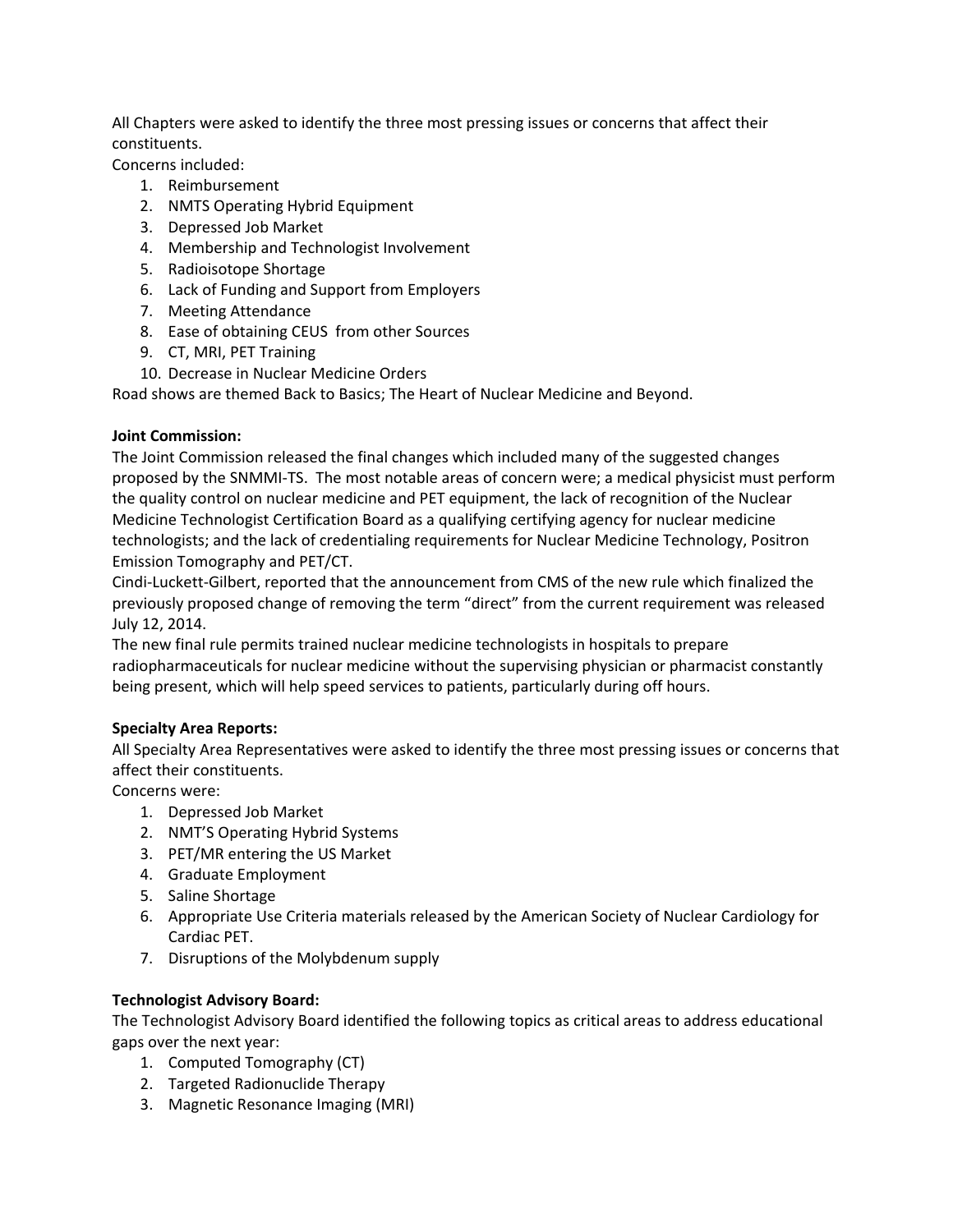All Chapters were asked to identify the three most pressing issues or concerns that affect their constituents.

Concerns included:

1. Reimbursement
2. NMTS Operating Hybrid Equipment
3. Depressed Job Market
4. Membership and Technologist Involvement
5. Radioisotope Shortage
6. Lack of Funding and Support from Employers
7. Meeting Attendance
8. Ease of obtaining CEUS from other Sources
9. CT, MRI, PET Training
10. Decrease in Nuclear Medicine Orders

Road shows are themed Back to Basics; The Heart of Nuclear Medicine and Beyond.

**Joint Commission:**

The Joint Commission released the final changes which included many of the suggested changes proposed by the SNMMI-TS. The most notable areas of concern were; a medical physicist must perform the quality control on nuclear medicine and PET equipment, the lack of recognition of the Nuclear Medicine Technologist Certification Board as a qualifying certifying agency for nuclear medicine technologists; and the lack of credentialing requirements for Nuclear Medicine Technology, Positron Emission Tomography and PET/CT.

Cindi-Luckett-Gilbert, reported that the announcement from CMS of the new rule which finalized the previously proposed change of removing the term "direct" from the current requirement was released July 12, 2014.

The new final rule permits trained nuclear medicine technologists in hospitals to prepare radiopharmaceuticals for nuclear medicine without the supervising physician or pharmacist constantly being present, which will help speed services to patients, particularly during off hours.

**Specialty Area Reports:**

All Specialty Area Representatives were asked to identify the three most pressing issues or concerns that affect their constituents.

Concerns were:

1. Depressed Job Market
2. NMT'S Operating Hybrid Systems
3. PET/MR entering the US Market
4. Graduate Employment
5. Saline Shortage
6. Appropriate Use Criteria materials released by the American Society of Nuclear Cardiology for Cardiac PET.
7. Disruptions of the Molybdenum supply

**Technologist Advisory Board:**

The Technologist Advisory Board identified the following topics as critical areas to address educational gaps over the next year:

1. Computed Tomography (CT)
2. Targeted Radionuclide Therapy
3. Magnetic Resonance Imaging (MRI)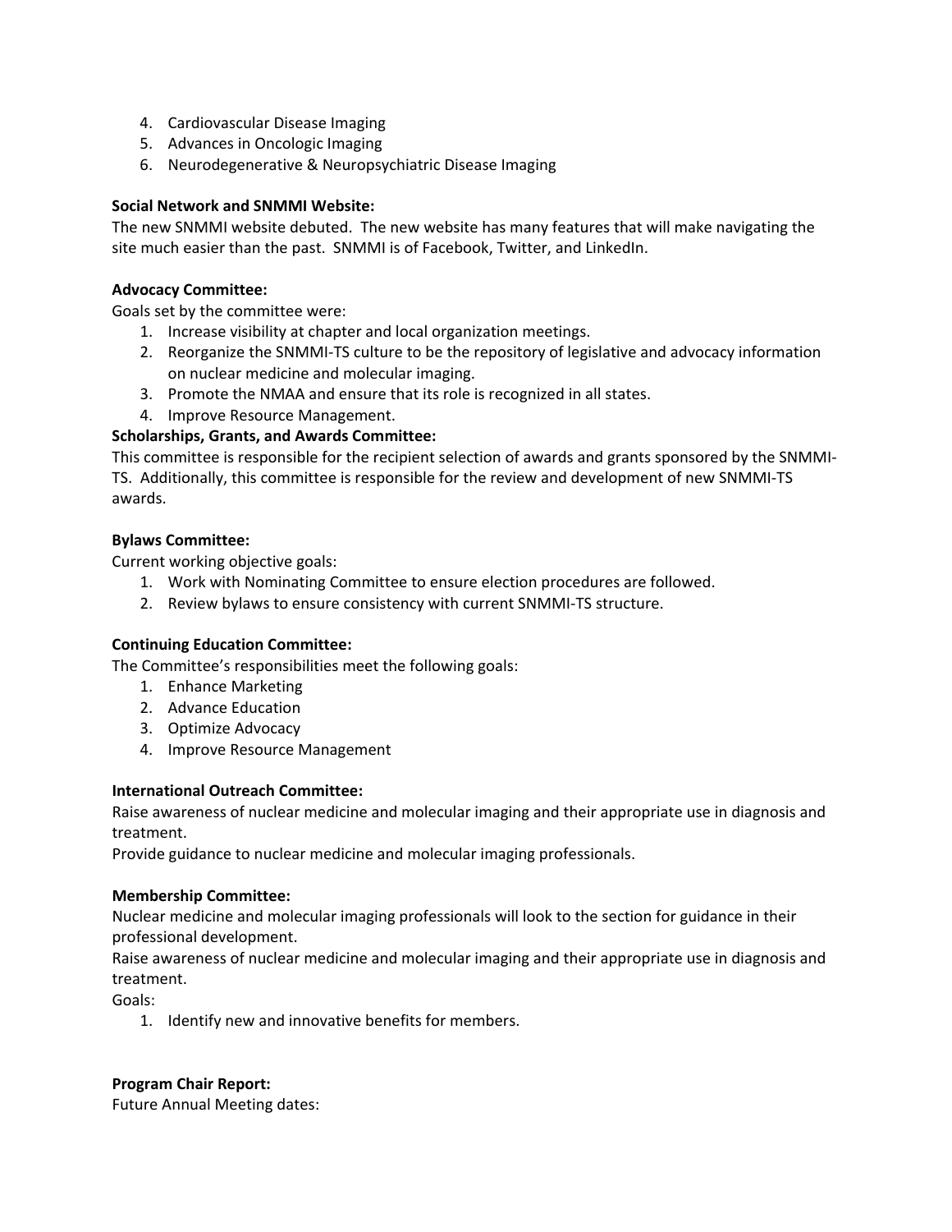4. Cardiovascular Disease Imaging
5. Advances in Oncologic Imaging
6. Neurodegenerative & Neuropsychiatric Disease Imaging

**Social Network and SNMMI Website:**
The new SNMMI website debuted. The new website has many features that will make navigating the site much easier than the past. SNMMI is of Facebook, Twitter, and LinkedIn.

**Advocacy Committee:**
Goals set by the committee were:

1. Increase visibility at chapter and local organization meetings.
2. Reorganize the SNMMI-TS culture to be the repository of legislative and advocacy information on nuclear medicine and molecular imaging.
3. Promote the NMAA and ensure that its role is recognized in all states.
4. Improve Resource Management.

**Scholarships, Grants, and Awards Committee:**
This committee is responsible for the recipient selection of awards and grants sponsored by the SNMMI-TS. Additionally, this committee is responsible for the review and development of new SNMMI-TS awards.

**Bylaws Committee:**
Current working objective goals:

1. Work with Nominating Committee to ensure election procedures are followed.
2. Review bylaws to ensure consistency with current SNMMI-TS structure.

**Continuing Education Committee:**
The Committee's responsibilities meet the following goals:

1. Enhance Marketing
2. Advance Education
3. Optimize Advocacy
4. Improve Resource Management

**International Outreach Committee:**
Raise awareness of nuclear medicine and molecular imaging and their appropriate use in diagnosis and treatment.
Provide guidance to nuclear medicine and molecular imaging professionals.

**Membership Committee:**
Nuclear medicine and molecular imaging professionals will look to the section for guidance in their professional development.
Raise awareness of nuclear medicine and molecular imaging and their appropriate use in diagnosis and treatment.
Goals:

1. Identify new and innovative benefits for members.

**Program Chair Report:**
Future Annual Meeting dates: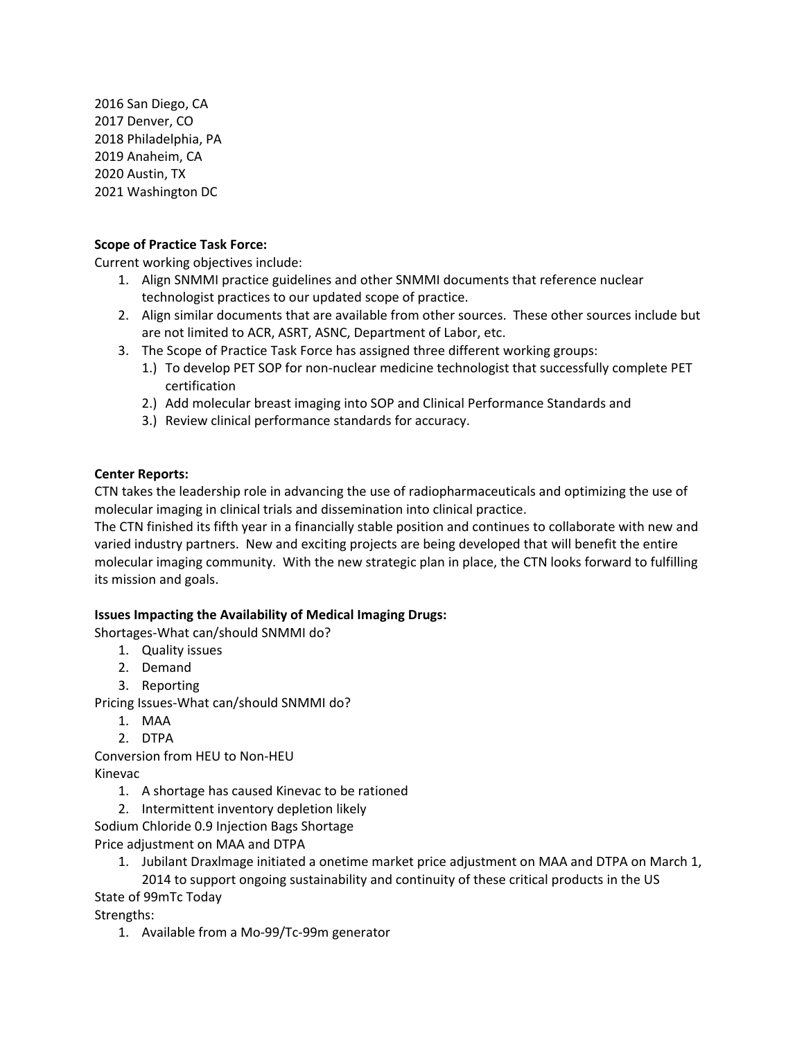2016 San Diego, CA
2017 Denver, CO
2018 Philadelphia, PA
2019 Anaheim, CA
2020 Austin, TX
2021 Washington DC

**Scope of Practice Task Force:**
Current working objectives include:

1. Align SNMMI practice guidelines and other SNMMI documents that reference nuclear technologist practices to our updated scope of practice.
2. Align similar documents that are available from other sources. These other sources include but are not limited to ACR, ASRT, ASNC, Department of Labor, etc.
3. The Scope of Practice Task Force has assigned three different working groups:
   1.) To develop PET SOP for non-nuclear medicine technologist that successfully complete PET certification
   2.) Add molecular breast imaging into SOP and Clinical Performance Standards and
   3.) Review clinical performance standards for accuracy.

**Center Reports:**
CTN takes the leadership role in advancing the use of radiopharmaceuticals and optimizing the use of molecular imaging in clinical trials and dissemination into clinical practice.
The CTN finished its fifth year in a financially stable position and continues to collaborate with new and varied industry partners. New and exciting projects are being developed that will benefit the entire molecular imaging community. With the new strategic plan in place, the CTN looks forward to fulfilling its mission and goals.

**Issues Impacting the Availability of Medical Imaging Drugs:**
Shortages-What can/should SNMMI do?

1. Quality issues
2. Demand
3. Reporting

Pricing Issues-What can/should SNMMI do?

1. MAA
2. DTPA

Conversion from HEU to Non-HEU
Kinevac

1. A shortage has caused Kinevac to be rationed
2. Intermittent inventory depletion likely

Sodium Chloride 0.9 Injection Bags Shortage
Price adjustment on MAA and DTPA

1. Jubilant Draxlmage initiated a onetime market price adjustment on MAA and DTPA on March 1, 2014 to support ongoing sustainability and continuity of these critical products in the US

State of 99mTc Today
Strengths:

1. Available from a Mo-99/Tc-99m generator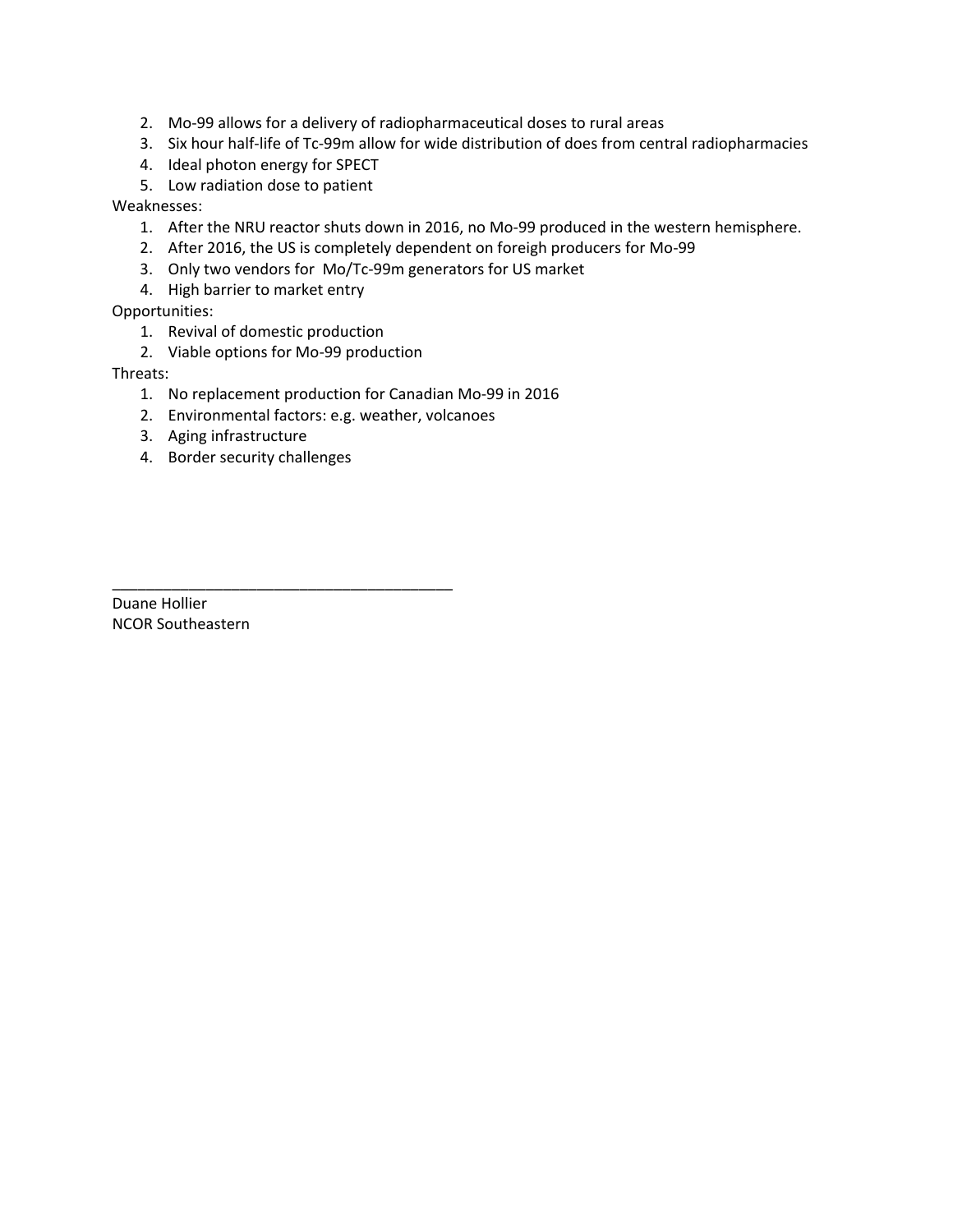2. Mo-99 allows for a delivery of radiopharmaceutical doses to rural areas
3. Six hour half-life of Tc-99m allow for wide distribution of does from central radiopharmacies
4. Ideal photon energy for SPECT
5. Low radiation dose to patient

Weaknesses:

1. After the NRU reactor shuts down in 2016, no Mo-99 produced in the western hemisphere.
2. After 2016, the US is completely dependent on foreigh producers for Mo-99
3. Only two vendors for Mo/Tc-99m generators for US market
4. High barrier to market entry

Opportunities:

1. Revival of domestic production
2. Viable options for Mo-99 production

Threats:

1. No replacement production for Canadian Mo-99 in 2016
2. Environmental factors: e.g. weather, volcanoes
3. Aging infrastructure
4. Border security challenges

\_\_\_\_\_\_\_\_\_\_\_\_\_\_\_\_\_\_\_\_\_\_\_\_\_\_\_\_\_\_\_\_\_\_\_\_\_\_\_\_

Duane Hollier
NCOR Southeastern